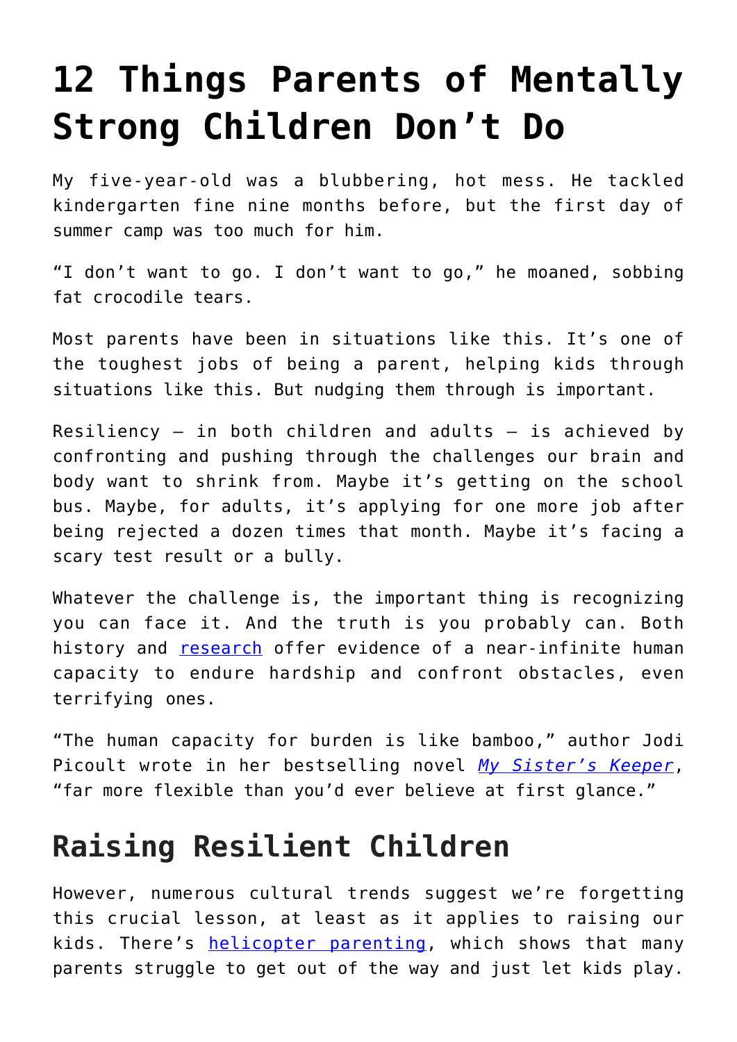# 12 Things Parents of Mentally Strong Children Don't Do

My five-year-old was a blubbering, hot mess. He tackled kindergarten fine nine months before, but the first day of summer camp was too much for him.

"I don't want to go. I don't want to go," he moaned, sobbing fat crocodile tears.

Most parents have been in situations like this. It's one of the toughest jobs of being a parent, helping kids through situations like this. But nudging them through is important.

Resiliency – in both children and adults – is achieved by confronting and pushing through the challenges our brain and body want to shrink from. Maybe it's getting on the school bus. Maybe, for adults, it's applying for one more job after being rejected a dozen times that month. Maybe it's facing a scary test result or a bully.

Whatever the challenge is, the important thing is recognizing you can face it. And the truth is you probably can. Both history and research offer evidence of a near-infinite human capacity to endure hardship and confront obstacles, even terrifying ones.

"The human capacity for burden is like bamboo," author Jodi Picoult wrote in her bestselling novel *My Sister's Keeper*, "far more flexible than you'd ever believe at first glance."

## Raising Resilient Children

However, numerous cultural trends suggest we're forgetting this crucial lesson, at least as it applies to raising our kids. There's helicopter parenting, which shows that many parents struggle to get out of the way and just let kids play.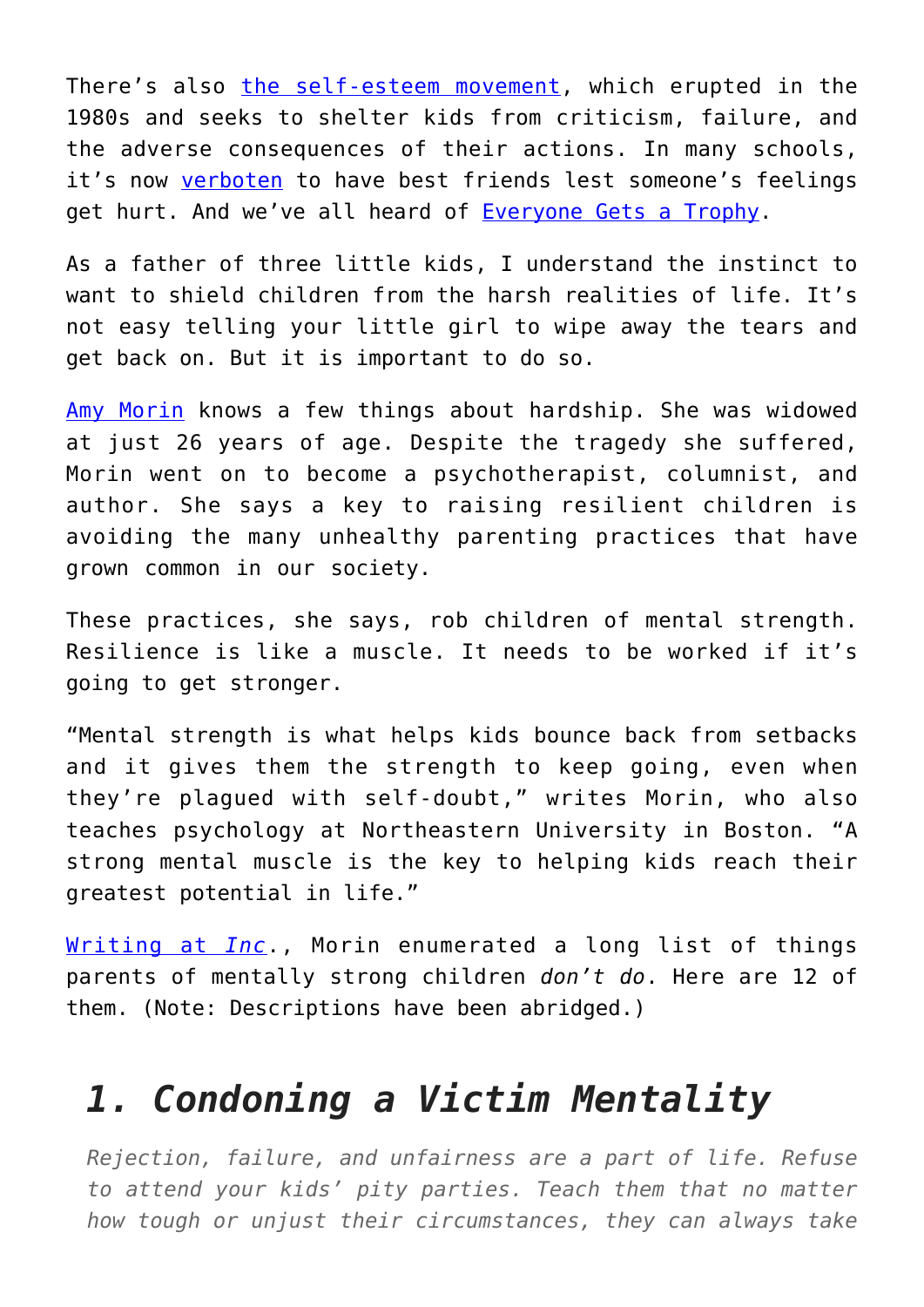There's also [the self-esteem movement](), which erupted in the 1980s and seeks to shelter kids from criticism, failure, and the adverse consequences of their actions. In many schools, it's now [verboten]() to have best friends lest someone's feelings get hurt. And we've all heard of [Everyone Gets a Trophy]().

As a father of three little kids, I understand the instinct to want to shield children from the harsh realities of life. It's not easy telling your little girl to wipe away the tears and get back on. But it is important to do so.

[Amy Morin]() knows a few things about hardship. She was widowed at just 26 years of age. Despite the tragedy she suffered, Morin went on to become a psychotherapist, columnist, and author. She says a key to raising resilient children is avoiding the many unhealthy parenting practices that have grown common in our society.

These practices, she says, rob children of mental strength. Resilience is like a muscle. It needs to be worked if it's going to get stronger.

"Mental strength is what helps kids bounce back from setbacks and it gives them the strength to keep going, even when they're plagued with self-doubt," writes Morin, who also teaches psychology at Northeastern University in Boston. "A strong mental muscle is the key to helping kids reach their greatest potential in life."

[Writing at *Inc*.](), Morin enumerated a long list of things parents of mentally strong children *don't do*. Here are 12 of them. (Note: Descriptions have been abridged.)

## *1. Condoning a Victim Mentality*

> *Rejection, failure, and unfairness are a part of life. Refuse to attend your kids' pity parties. Teach them that no matter how tough or unjust their circumstances, they can always take*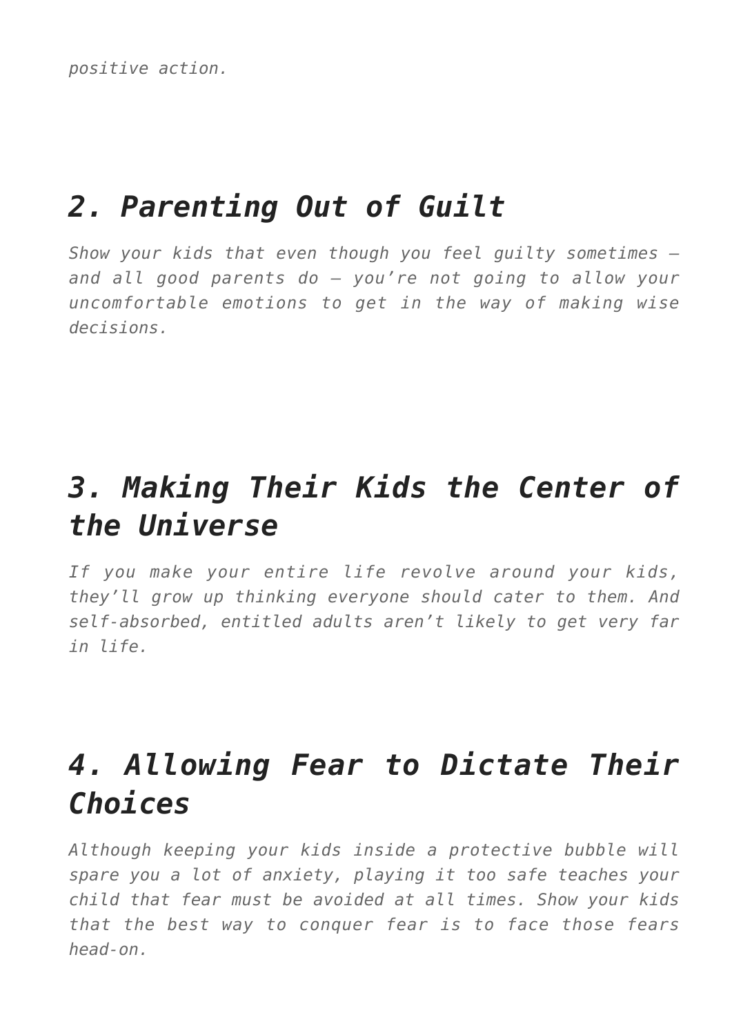*positive action.*

## *2. Parenting Out of Guilt*

*Show your kids that even though you feel guilty sometimes – and all good parents do – you're not going to allow your uncomfortable emotions to get in the way of making wise decisions.*

## *3. Making Their Kids the Center of the Universe*

*If you make your entire life revolve around your kids, they'll grow up thinking everyone should cater to them. And self-absorbed, entitled adults aren't likely to get very far in life.*

## *4. Allowing Fear to Dictate Their Choices*

*Although keeping your kids inside a protective bubble will spare you a lot of anxiety, playing it too safe teaches your child that fear must be avoided at all times. Show your kids that the best way to conquer fear is to face those fears head-on.*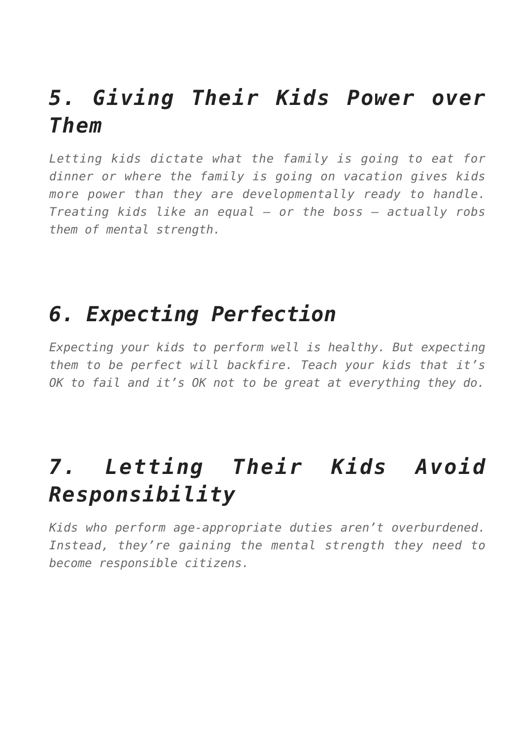## *5. Giving Their Kids Power over Them*

*Letting kids dictate what the family is going to eat for dinner or where the family is going on vacation gives kids more power than they are developmentally ready to handle. Treating kids like an equal – or the boss – actually robs them of mental strength.*

## *6. Expecting Perfection*

*Expecting your kids to perform well is healthy. But expecting them to be perfect will backfire. Teach your kids that it's OK to fail and it's OK not to be great at everything they do.*

## *7. Letting Their Kids Avoid Responsibility*

*Kids who perform age-appropriate duties aren't overburdened. Instead, they're gaining the mental strength they need to become responsible citizens.*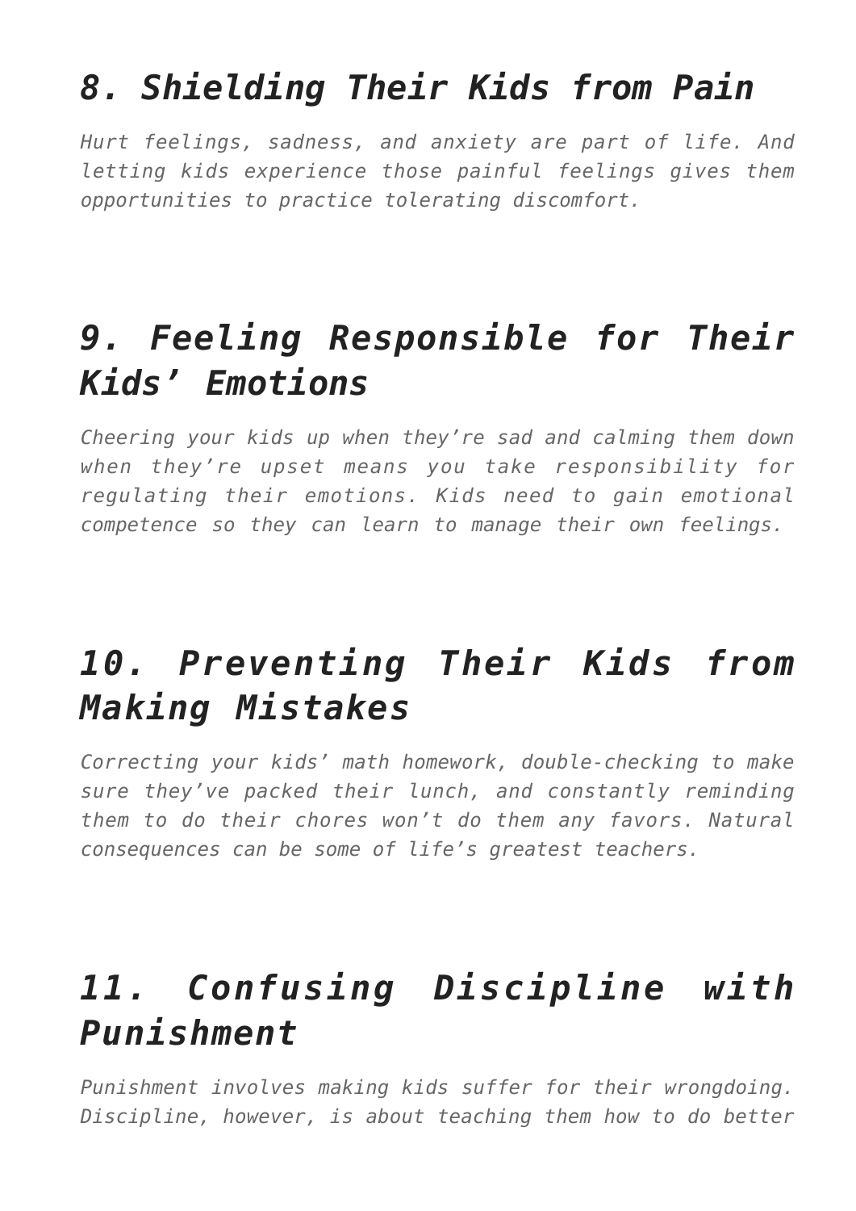## *8. Shielding Their Kids from Pain*

*Hurt feelings, sadness, and anxiety are part of life. And letting kids experience those painful feelings gives them opportunities to practice tolerating discomfort.*

## *9. Feeling Responsible for Their Kids' Emotions*

*Cheering your kids up when they're sad and calming them down when they're upset means you take responsibility for regulating their emotions. Kids need to gain emotional competence so they can learn to manage their own feelings.*

## *10. Preventing Their Kids from Making Mistakes*

*Correcting your kids' math homework, double-checking to make sure they've packed their lunch, and constantly reminding them to do their chores won't do them any favors. Natural consequences can be some of life's greatest teachers.*

## *11. Confusing Discipline with Punishment*

*Punishment involves making kids suffer for their wrongdoing. Discipline, however, is about teaching them how to do better*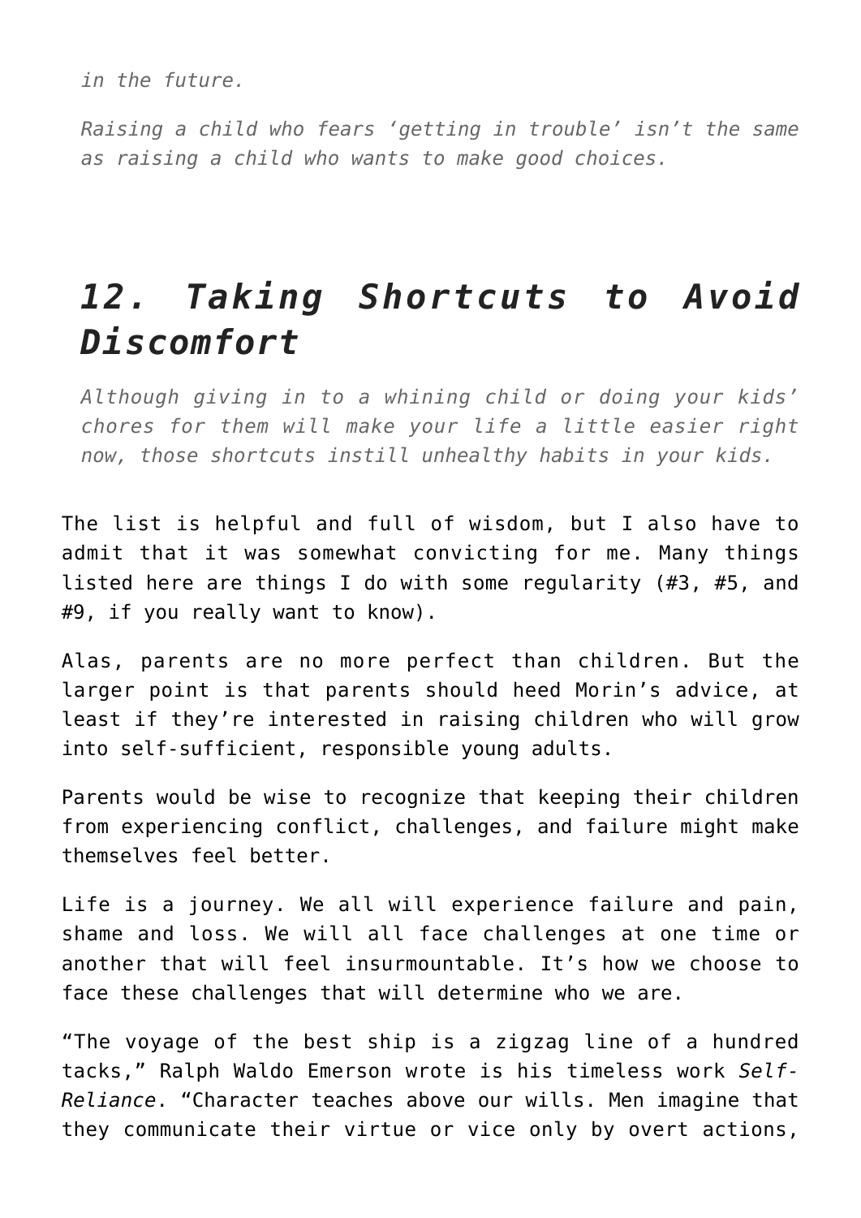*in the future.*

*Raising a child who fears 'getting in trouble' isn't the same as raising a child who wants to make good choices.*

## *12. Taking Shortcuts to Avoid Discomfort*

*Although giving in to a whining child or doing your kids' chores for them will make your life a little easier right now, those shortcuts instill unhealthy habits in your kids.*

The list is helpful and full of wisdom, but I also have to admit that it was somewhat convicting for me. Many things listed here are things I do with some regularity (#3, #5, and #9, if you really want to know).

Alas, parents are no more perfect than children. But the larger point is that parents should heed Morin's advice, at least if they're interested in raising children who will grow into self-sufficient, responsible young adults.

Parents would be wise to recognize that keeping their children from experiencing conflict, challenges, and failure might make themselves feel better.

Life is a journey. We all will experience failure and pain, shame and loss. We will all face challenges at one time or another that will feel insurmountable. It's how we choose to face these challenges that will determine who we are.

"The voyage of the best ship is a zigzag line of a hundred tacks," Ralph Waldo Emerson wrote is his timeless work *Self-Reliance*. "Character teaches above our wills. Men imagine that they communicate their virtue or vice only by overt actions,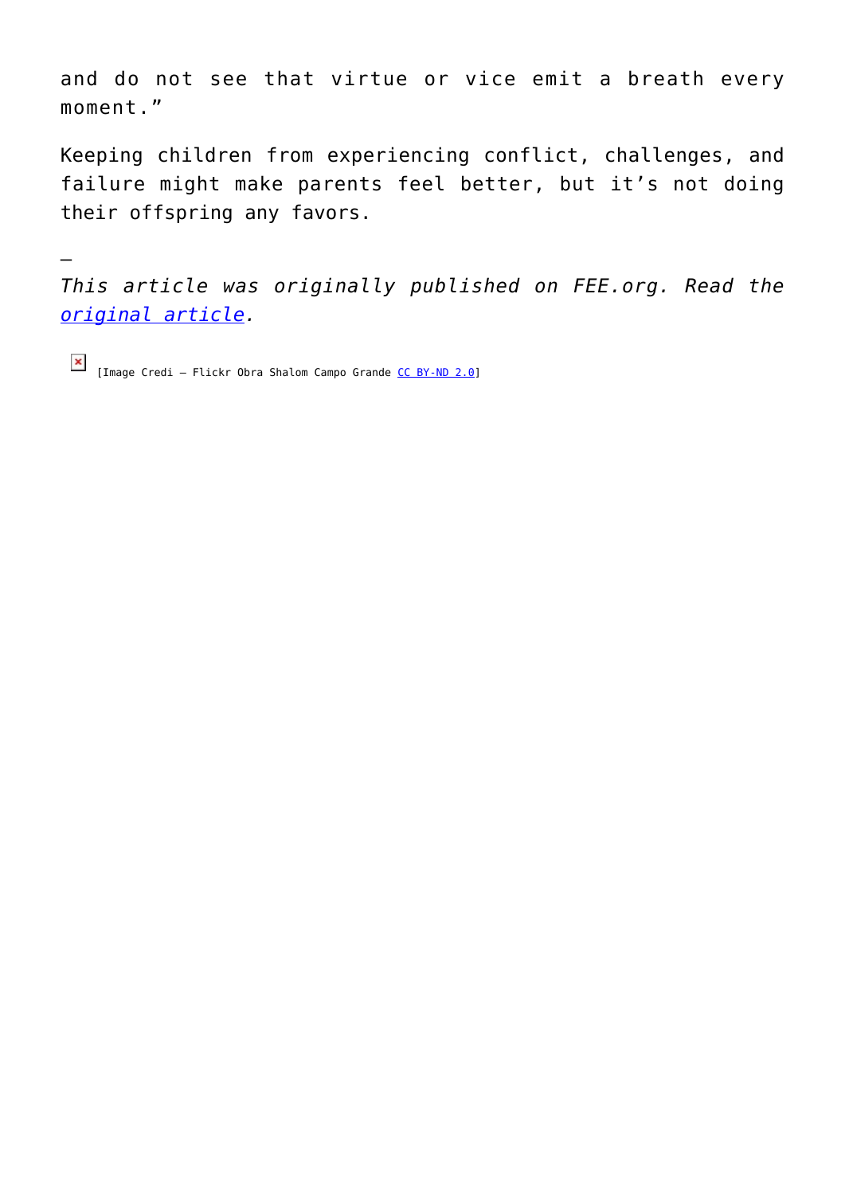and do not see that virtue or vice emit a breath every moment."

Keeping children from experiencing conflict, challenges, and failure might make parents feel better, but it's not doing their offspring any favors.

—

*This article was originally published on FEE.org. Read the original article.*

[Image Credi – Flickr Obra Shalom Campo Grande CC BY-ND 2.0]